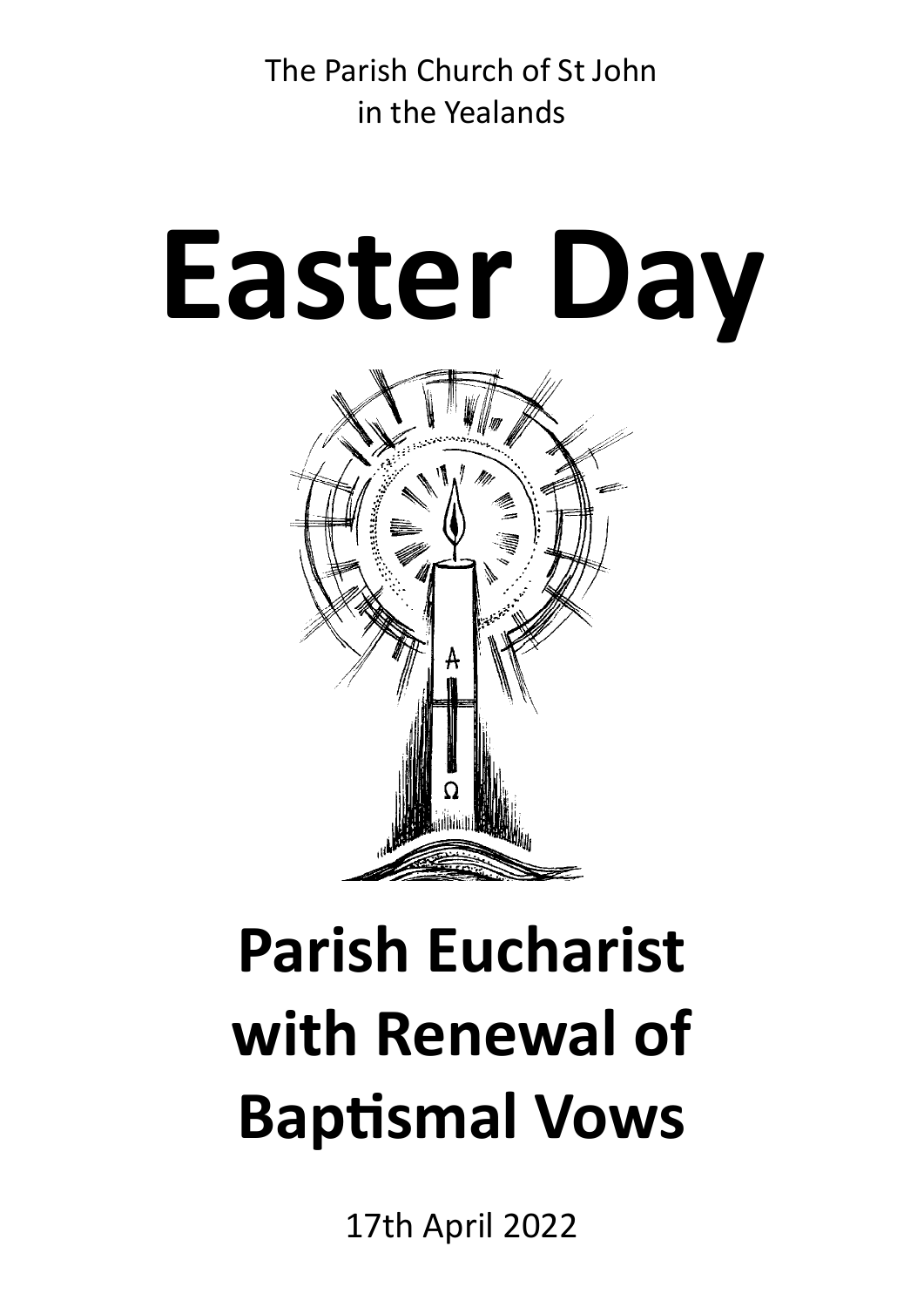The Parish Church of St John
in the Yealands

# Easter Day

# Parish Eucharist with Renewal of Baptismal Vows

17th April 2022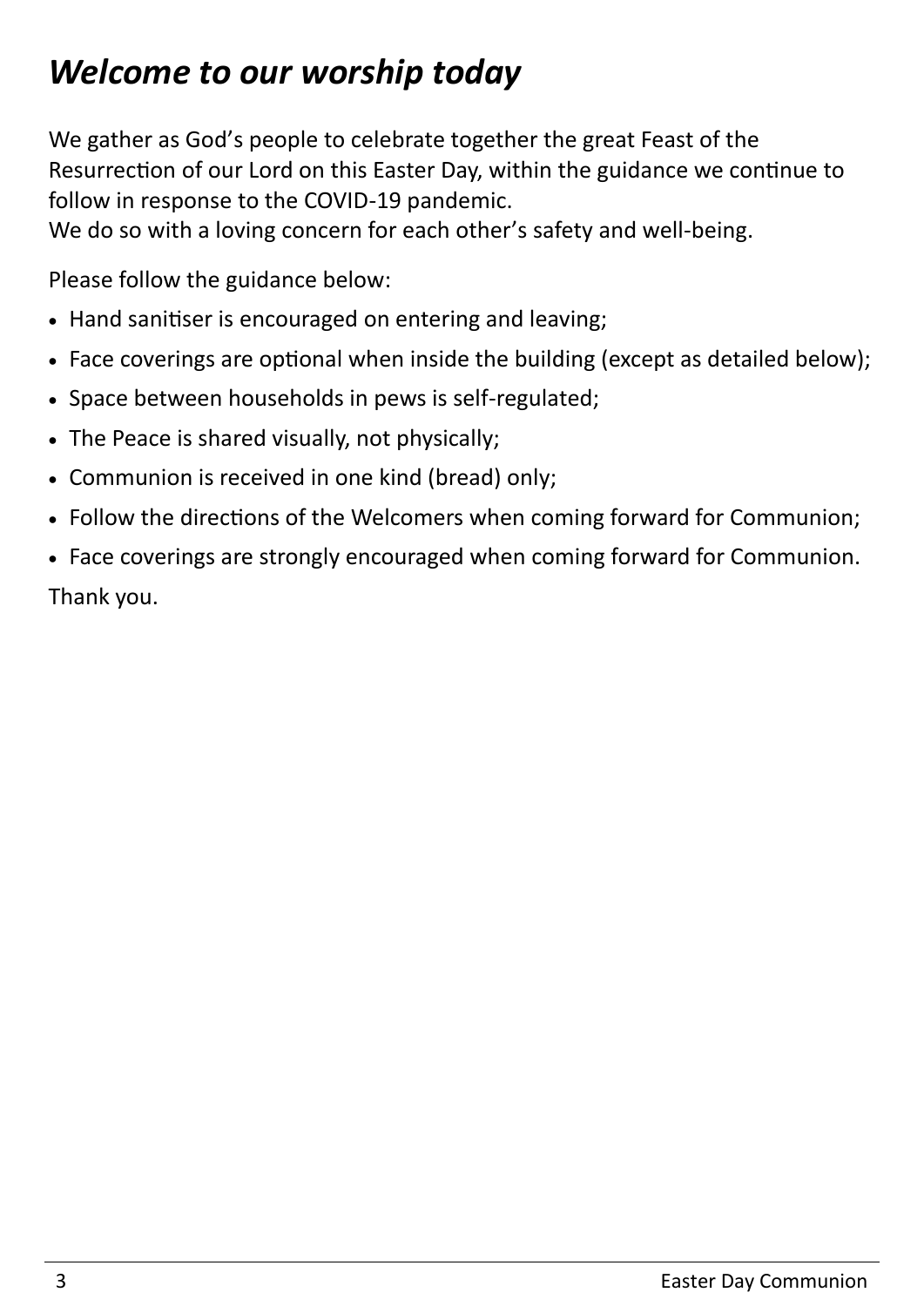# *Welcome to our worship today*

We gather as God's people to celebrate together the great Feast of the Resurrection of our Lord on this Easter Day, within the guidance we continue to follow in response to the COVID-19 pandemic.
We do so with a loving concern for each other's safety and well-being.

Please follow the guidance below:

- Hand sanitiser is encouraged on entering and leaving;
- Face coverings are optional when inside the building (except as detailed below);
- Space between households in pews is self-regulated;
- The Peace is shared visually, not physically;
- Communion is received in one kind (bread) only;
- Follow the directions of the Welcomers when coming forward for Communion;
- Face coverings are strongly encouraged when coming forward for Communion.

Thank you.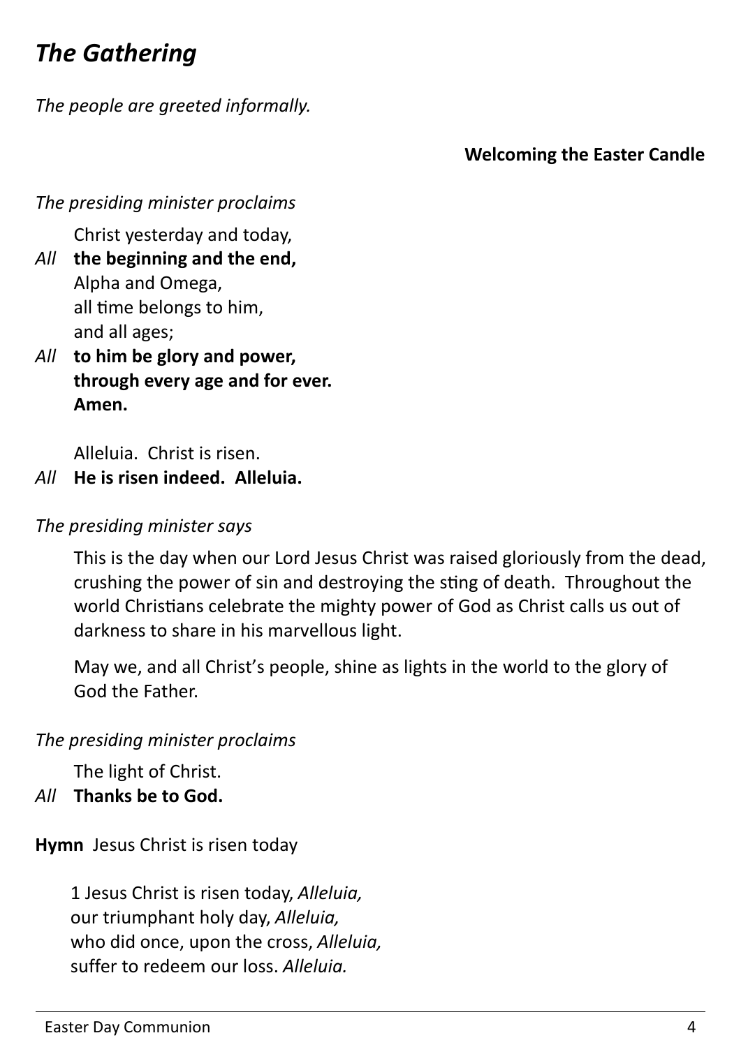# *The Gathering*

*The people are greeted informally.*

**Welcoming the Easter Candle**

*The presiding minister proclaims*

Christ yesterday and today,
*All* **the beginning and the end,**
Alpha and Omega,
all time belongs to him,
and all ages;
*All* **to him be glory and power,**
**through every age and for ever.**
**Amen.**

Alleluia. Christ is risen.
*All* **He is risen indeed. Alleluia.**

*The presiding minister says*

This is the day when our Lord Jesus Christ was raised gloriously from the dead, crushing the power of sin and destroying the sting of death. Throughout the world Christians celebrate the mighty power of God as Christ calls us out of darkness to share in his marvellous light.

May we, and all Christ's people, shine as lights in the world to the glory of God the Father.

*The presiding minister proclaims*

The light of Christ.
*All* **Thanks be to God.**

**Hymn** Jesus Christ is risen today

1 Jesus Christ is risen today, *Alleluia,*
our triumphant holy day, *Alleluia,*
who did once, upon the cross, *Alleluia,*
suffer to redeem our loss. *Alleluia.*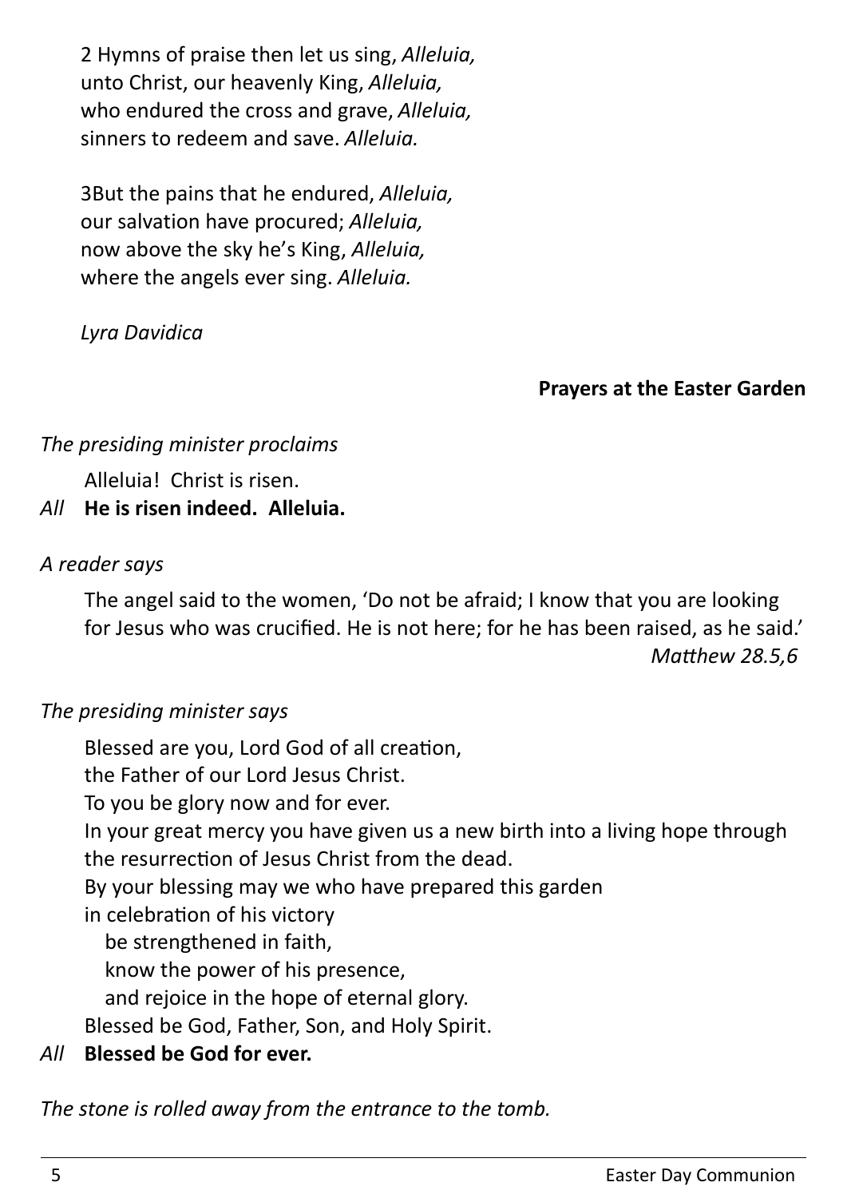2 Hymns of praise then let us sing, *Alleluia,*
unto Christ, our heavenly King, *Alleluia,*
who endured the cross and grave, *Alleluia,*
sinners to redeem and save. *Alleluia.*

3But the pains that he endured, *Alleluia,*
our salvation have procured; *Alleluia,*
now above the sky he's King, *Alleluia,*
where the angels ever sing. *Alleluia.*

*Lyra Davidica*

**Prayers at the Easter Garden**

*The presiding minister proclaims*

Alleluia! Christ is risen.

*All* **He is risen indeed. Alleluia.**

*A reader says*

The angel said to the women, 'Do not be afraid; I know that you are looking for Jesus who was crucified. He is not here; for he has been raised, as he said.'
*Matthew 28.5,6*

*The presiding minister says*

Blessed are you, Lord God of all creation,
the Father of our Lord Jesus Christ.
To you be glory now and for ever.
In your great mercy you have given us a new birth into a living hope through the resurrection of Jesus Christ from the dead.
By your blessing may we who have prepared this garden
in celebration of his victory
be strengthened in faith,
know the power of his presence,
and rejoice in the hope of eternal glory.
Blessed be God, Father, Son, and Holy Spirit.

*All* **Blessed be God for ever.**

*The stone is rolled away from the entrance to the tomb.*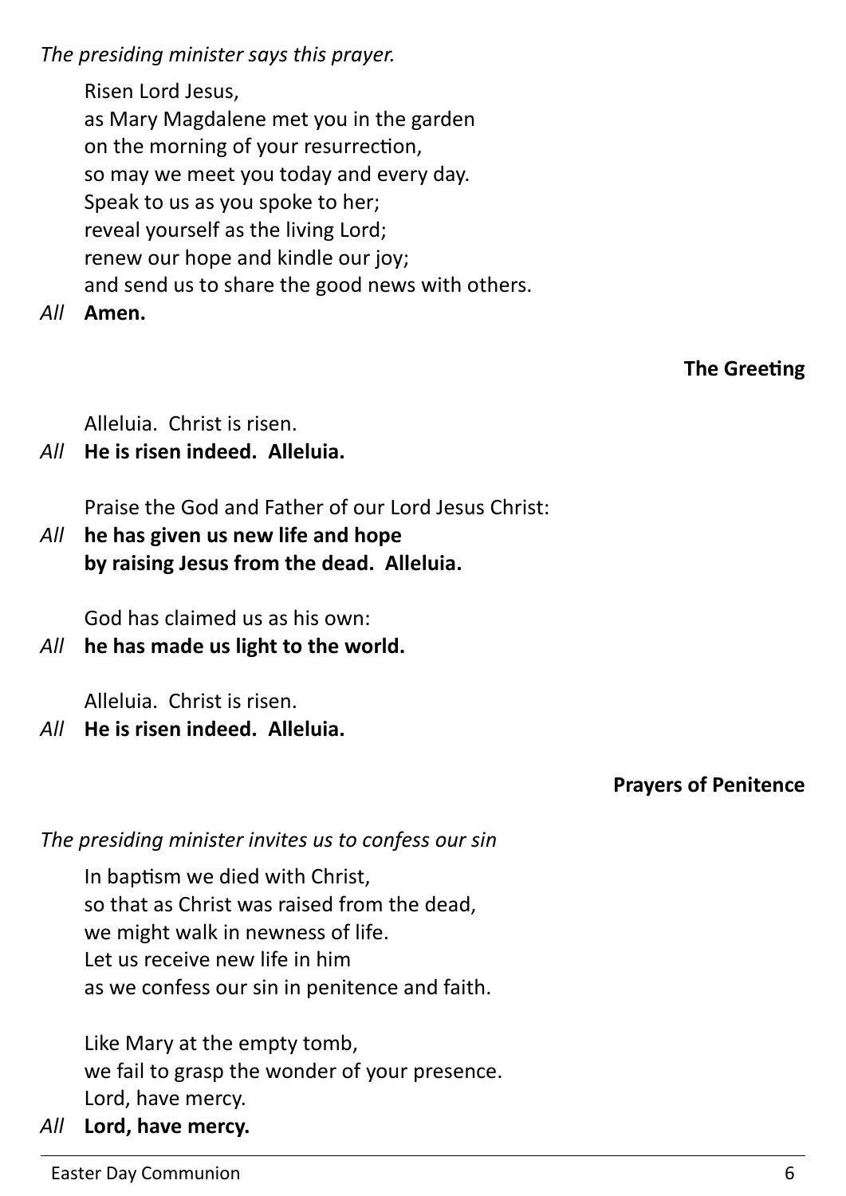*The presiding minister says this prayer.*

Risen Lord Jesus,
as Mary Magdalene met you in the garden
on the morning of your resurrection,
so may we meet you today and every day.
Speak to us as you spoke to her;
reveal yourself as the living Lord;
renew our hope and kindle our joy;
and send us to share the good news with others.

*All* **Amen.**

## The Greeting

Alleluia. Christ is risen.

*All* **He is risen indeed. Alleluia.**

Praise the God and Father of our Lord Jesus Christ:

*All* **he has given us new life and hope
by raising Jesus from the dead. Alleluia.**

God has claimed us as his own:

*All* **he has made us light to the world.**

Alleluia. Christ is risen.

*All* **He is risen indeed. Alleluia.**

## Prayers of Penitence

*The presiding minister invites us to confess our sin*

In baptism we died with Christ,
so that as Christ was raised from the dead,
we might walk in newness of life.
Let us receive new life in him
as we confess our sin in penitence and faith.

Like Mary at the empty tomb,
we fail to grasp the wonder of your presence.
Lord, have mercy.

*All* **Lord, have mercy.**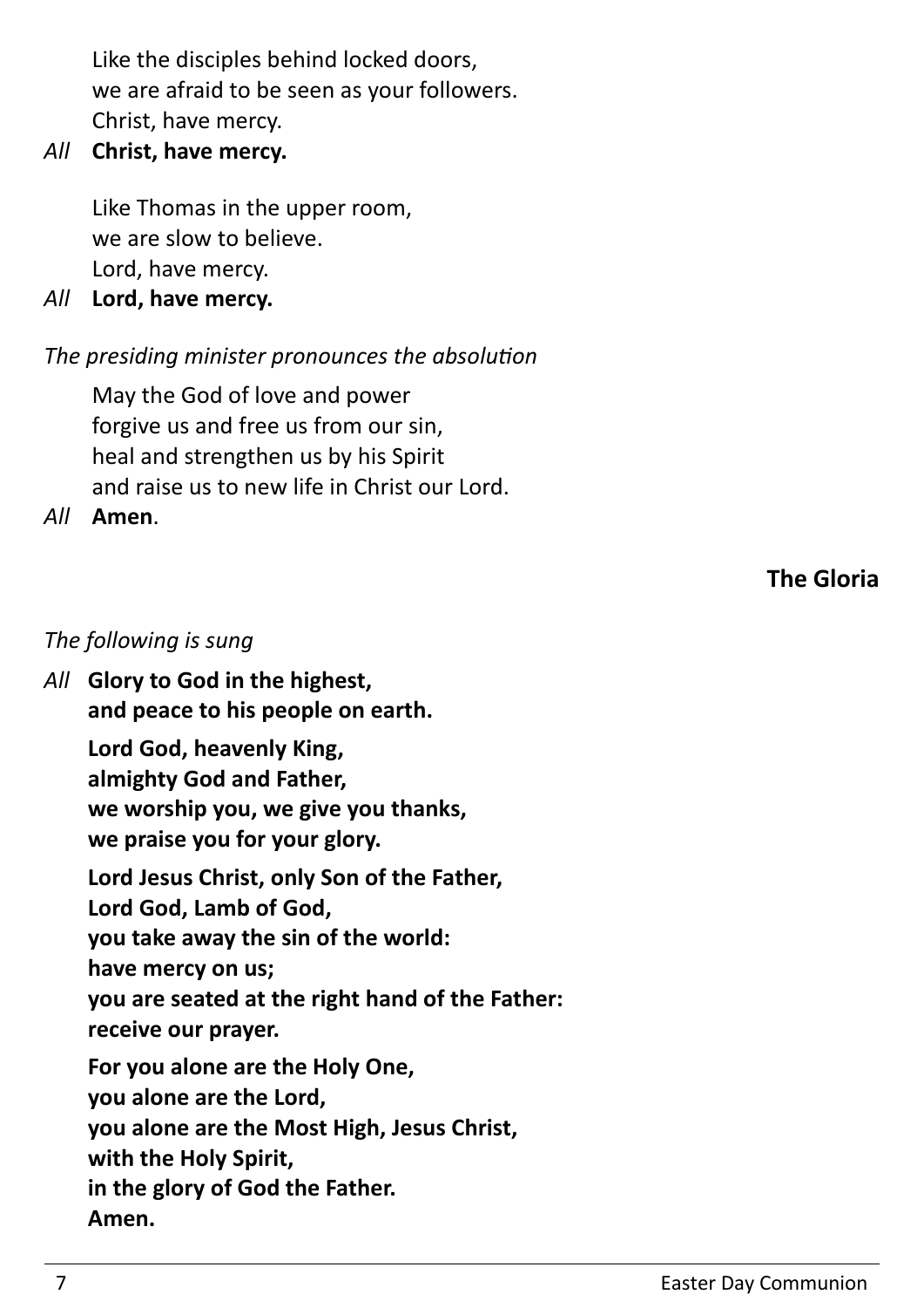Like the disciples behind locked doors,
we are afraid to be seen as your followers.
Christ, have mercy.

*All* **Christ, have mercy.**

Like Thomas in the upper room,
we are slow to believe.
Lord, have mercy.

*All* **Lord, have mercy.**

*The presiding minister pronounces the absolution*

May the God of love and power
forgive us and free us from our sin,
heal and strengthen us by his Spirit
and raise us to new life in Christ our Lord.

*All* **Amen**.

## The Gloria

*The following is sung*

*All* **Glory to God in the highest,**
**and peace to his people on earth.**

**Lord God, heavenly King,**
**almighty God and Father,**
**we worship you, we give you thanks,**
**we praise you for your glory.**

**Lord Jesus Christ, only Son of the Father,**
**Lord God, Lamb of God,**
**you take away the sin of the world:**
**have mercy on us;**
**you are seated at the right hand of the Father:**
**receive our prayer.**

**For you alone are the Holy One,**
**you alone are the Lord,**
**you alone are the Most High, Jesus Christ,**
**with the Holy Spirit,**
**in the glory of God the Father.**
**Amen.**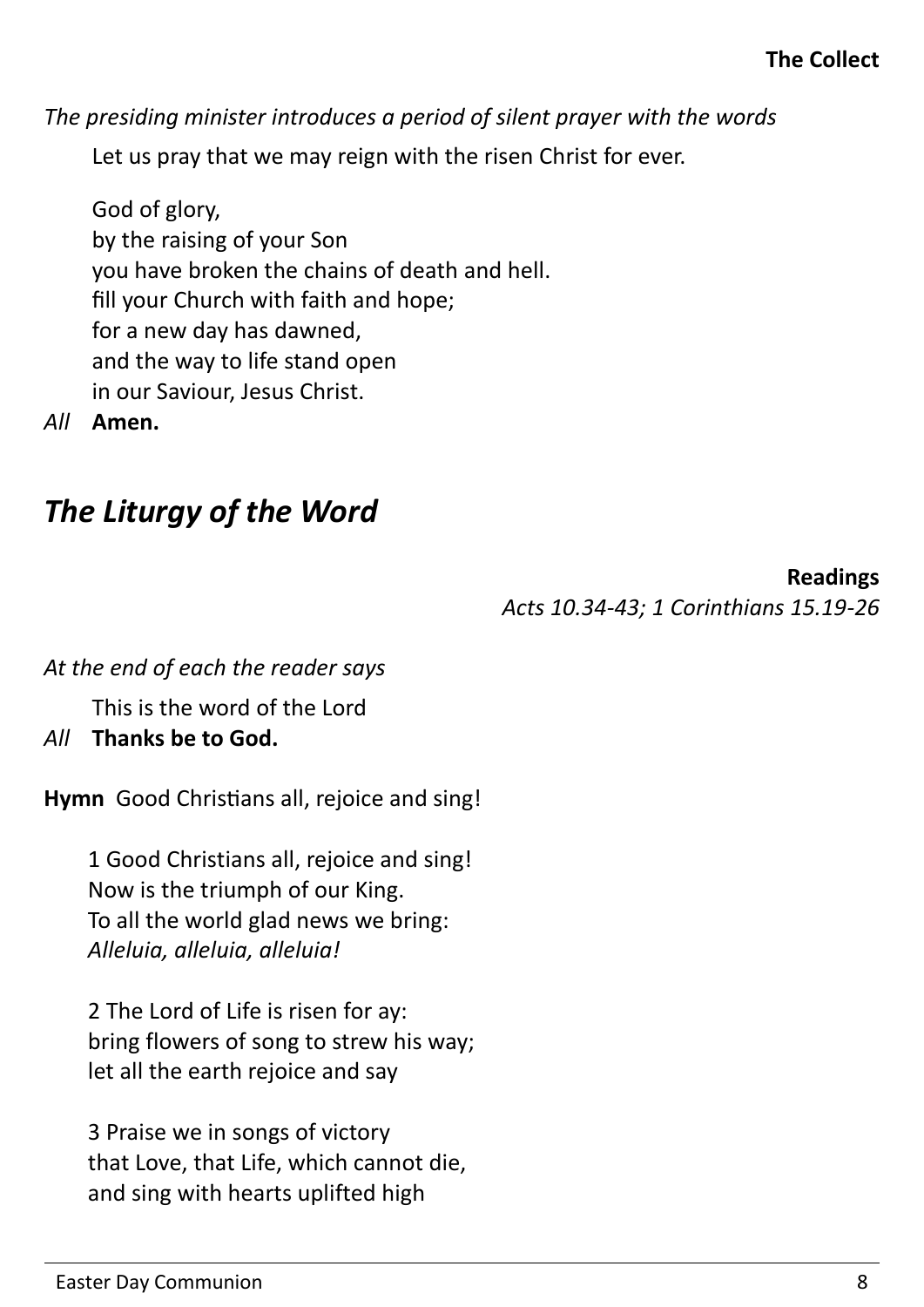**The Collect**

*The presiding minister introduces a period of silent prayer with the words*

Let us pray that we may reign with the risen Christ for ever.

God of glory,  
by the raising of your Son  
you have broken the chains of death and hell.  
fill your Church with faith and hope;  
for a new day has dawned,  
and the way to life stand open  
in our Saviour, Jesus Christ.

*All* **Amen.**

## *The Liturgy of the Word*

**Readings**  
*Acts 10.34-43; 1 Corinthians 15.19-26*

*At the end of each the reader says*

This is the word of the Lord

*All* **Thanks be to God.**

**Hymn** Good Christians all, rejoice and sing!

1 Good Christians all, rejoice and sing!  
Now is the triumph of our King.  
To all the world glad news we bring:  
*Alleluia, alleluia, alleluia!*

2 The Lord of Life is risen for ay:  
bring flowers of song to strew his way;  
let all the earth rejoice and say

3 Praise we in songs of victory  
that Love, that Life, which cannot die,  
and sing with hearts uplifted high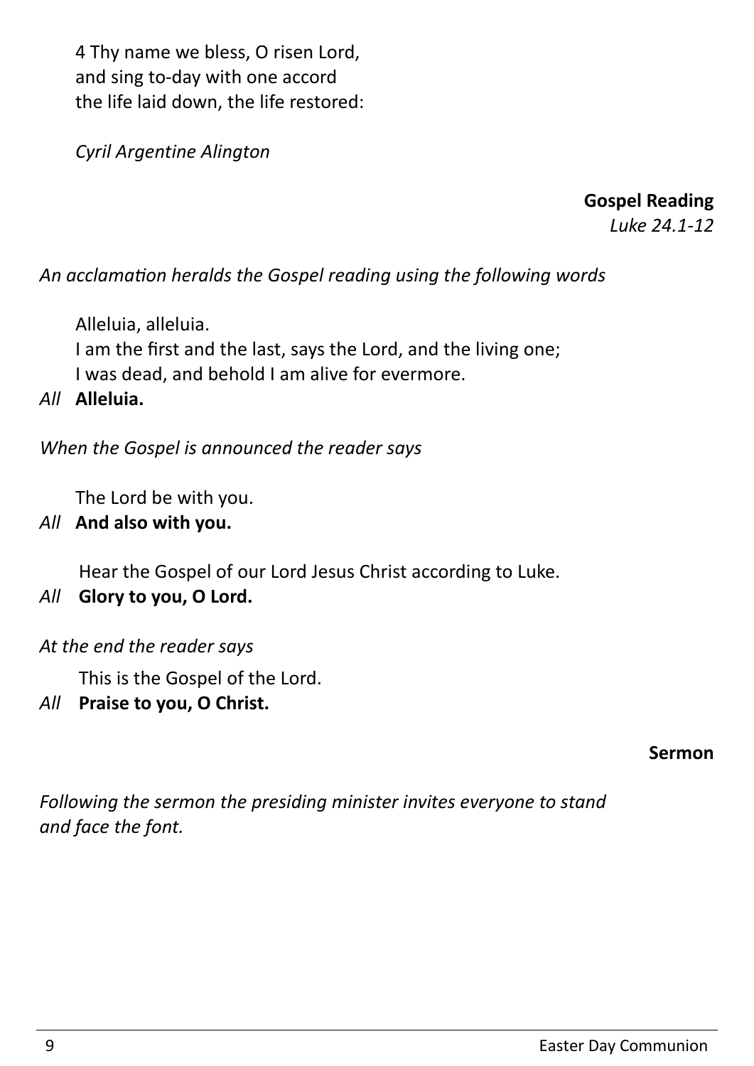4 Thy name we bless, O risen Lord,
and sing to-day with one accord
the life laid down, the life restored:

*Cyril Argentine Alington*

**Gospel Reading**
*Luke 24.1-12*

*An acclamation heralds the Gospel reading using the following words*

Alleluia, alleluia.
I am the first and the last, says the Lord, and the living one;
I was dead, and behold I am alive for evermore.

*All* **Alleluia.**

*When the Gospel is announced the reader says*

The Lord be with you.

*All* **And also with you.**

Hear the Gospel of our Lord Jesus Christ according to Luke.

*All* **Glory to you, O Lord.**

*At the end the reader says*

This is the Gospel of the Lord.

*All* **Praise to you, O Christ.**

**Sermon**

*Following the sermon the presiding minister invites everyone to stand and face the font.*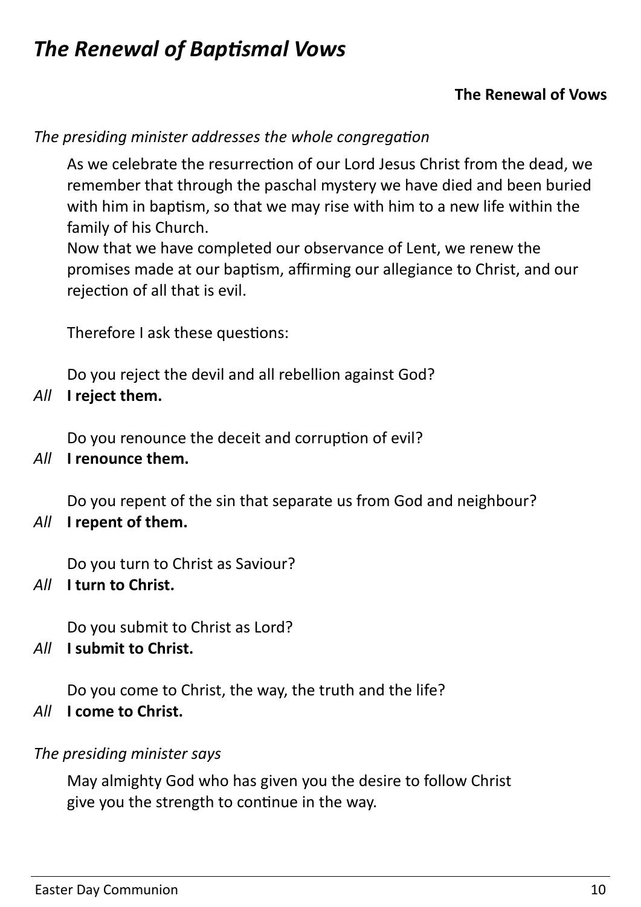# *The Renewal of Baptismal Vows*

**The Renewal of Vows**

*The presiding minister addresses the whole congregation*

As we celebrate the resurrection of our Lord Jesus Christ from the dead, we remember that through the paschal mystery we have died and been buried with him in baptism, so that we may rise with him to a new life within the family of his Church.
Now that we have completed our observance of Lent, we renew the promises made at our baptism, affirming our allegiance to Christ, and our rejection of all that is evil.

Therefore I ask these questions:

Do you reject the devil and all rebellion against God?
*All* **I reject them.**

Do you renounce the deceit and corruption of evil?
*All* **I renounce them.**

Do you repent of the sin that separate us from God and neighbour?
*All* **I repent of them.**

Do you turn to Christ as Saviour?
*All* **I turn to Christ.**

Do you submit to Christ as Lord?
*All* **I submit to Christ.**

Do you come to Christ, the way, the truth and the life?
*All* **I come to Christ.**

*The presiding minister says*

May almighty God who has given you the desire to follow Christ
give you the strength to continue in the way.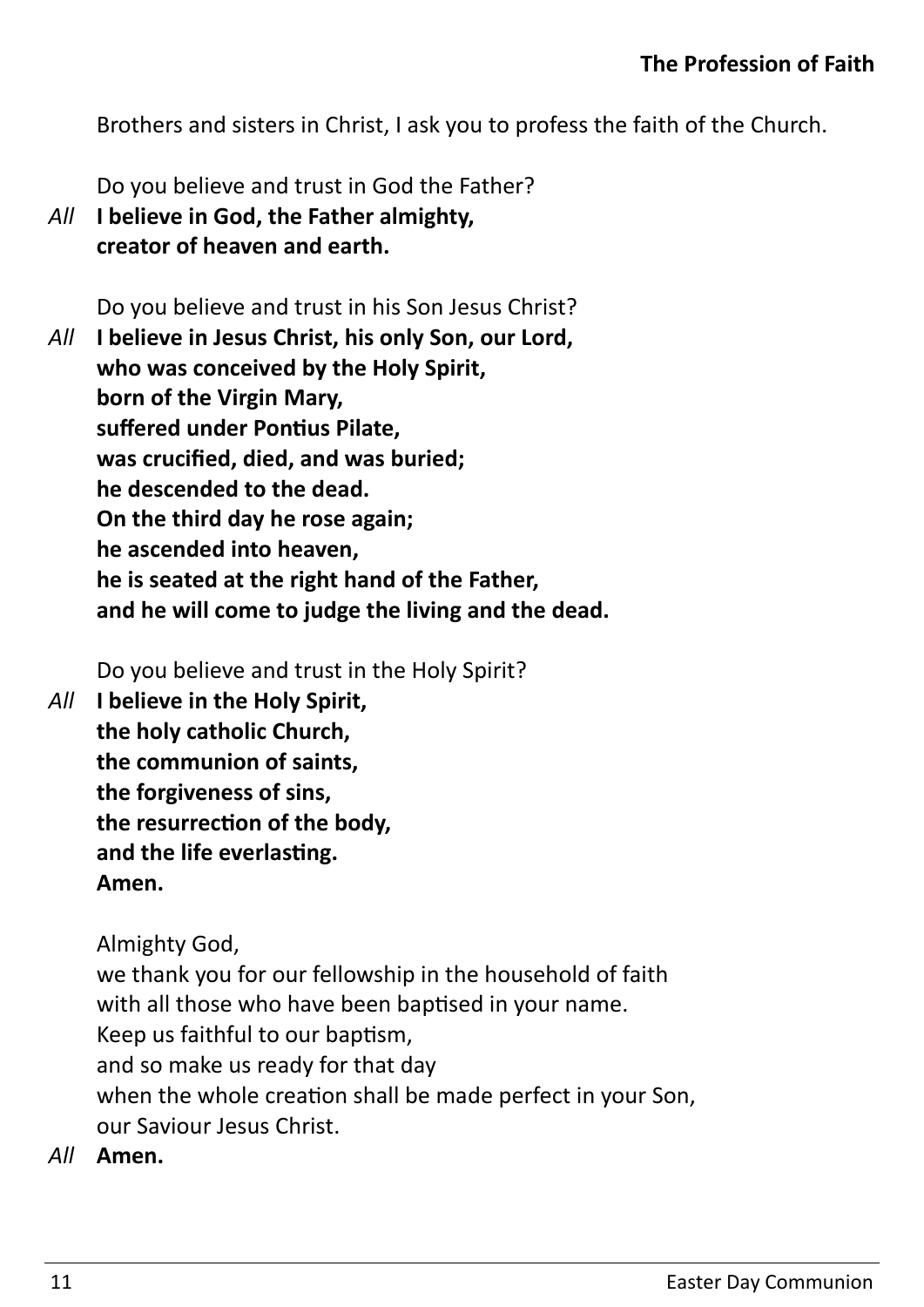## The Profession of Faith

Brothers and sisters in Christ, I ask you to profess the faith of the Church.

Do you believe and trust in God the Father?

*All* **I believe in God, the Father almighty,**
**creator of heaven and earth.**

Do you believe and trust in his Son Jesus Christ?

*All* **I believe in Jesus Christ, his only Son, our Lord,**
**who was conceived by the Holy Spirit,**
**born of the Virgin Mary,**
**suffered under Pontius Pilate,**
**was crucified, died, and was buried;**
**he descended to the dead.**
**On the third day he rose again;**
**he ascended into heaven,**
**he is seated at the right hand of the Father,**
**and he will come to judge the living and the dead.**

Do you believe and trust in the Holy Spirit?

*All* **I believe in the Holy Spirit,**
**the holy catholic Church,**
**the communion of saints,**
**the forgiveness of sins,**
**the resurrection of the body,**
**and the life everlasting.**
**Amen.**

Almighty God,
we thank you for our fellowship in the household of faith
with all those who have been baptised in your name.
Keep us faithful to our baptism,
and so make us ready for that day
when the whole creation shall be made perfect in your Son,
our Saviour Jesus Christ.

*All* **Amen.**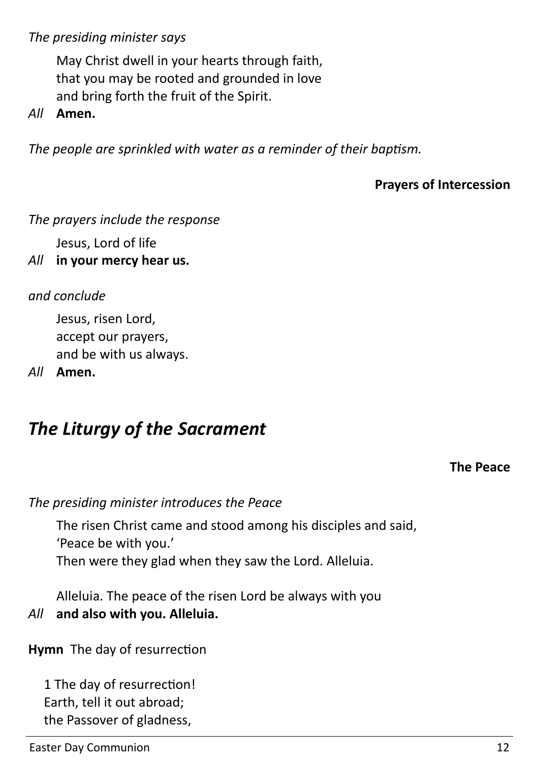*The presiding minister says*

May Christ dwell in your hearts through faith,
that you may be rooted and grounded in love
and bring forth the fruit of the Spirit.

*All* **Amen.**

*The people are sprinkled with water as a reminder of their baptism.*

**Prayers of Intercession**

*The prayers include the response*

Jesus, Lord of life

*All* **in your mercy hear us.**

*and conclude*

Jesus, risen Lord,
accept our prayers,
and be with us always.

*All* **Amen.**

## *The Liturgy of the Sacrament*

**The Peace**

*The presiding minister introduces the Peace*

The risen Christ came and stood among his disciples and said,
'Peace be with you.'
Then were they glad when they saw the Lord. Alleluia.

Alleluia. The peace of the risen Lord be always with you

*All* **and also with you. Alleluia.**

**Hymn** The day of resurrection

1 The day of resurrection!
Earth, tell it out abroad;
the Passover of gladness,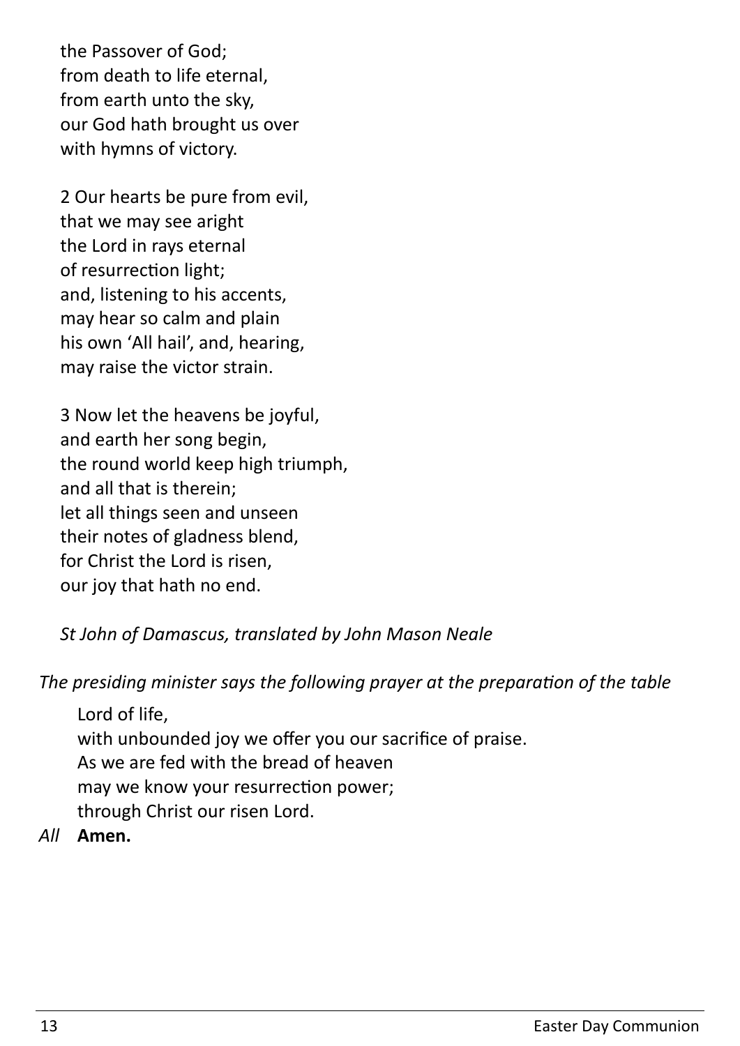the Passover of God;  
from death to life eternal,  
from earth unto the sky,  
our God hath brought us over  
with hymns of victory.

2 Our hearts be pure from evil,  
that we may see aright  
the Lord in rays eternal  
of resurrection light;  
and, listening to his accents,  
may hear so calm and plain  
his own 'All hail', and, hearing,  
may raise the victor strain.

3 Now let the heavens be joyful,  
and earth her song begin,  
the round world keep high triumph,  
and all that is therein;  
let all things seen and unseen  
their notes of gladness blend,  
for Christ the Lord is risen,  
our joy that hath no end.

*St John of Damascus, translated by John Mason Neale*

*The presiding minister says the following prayer at the preparation of the table*

Lord of life,  
with unbounded joy we offer you our sacrifice of praise.  
As we are fed with the bread of heaven  
may we know your resurrection power;  
through Christ our risen Lord.

*All* **Amen.**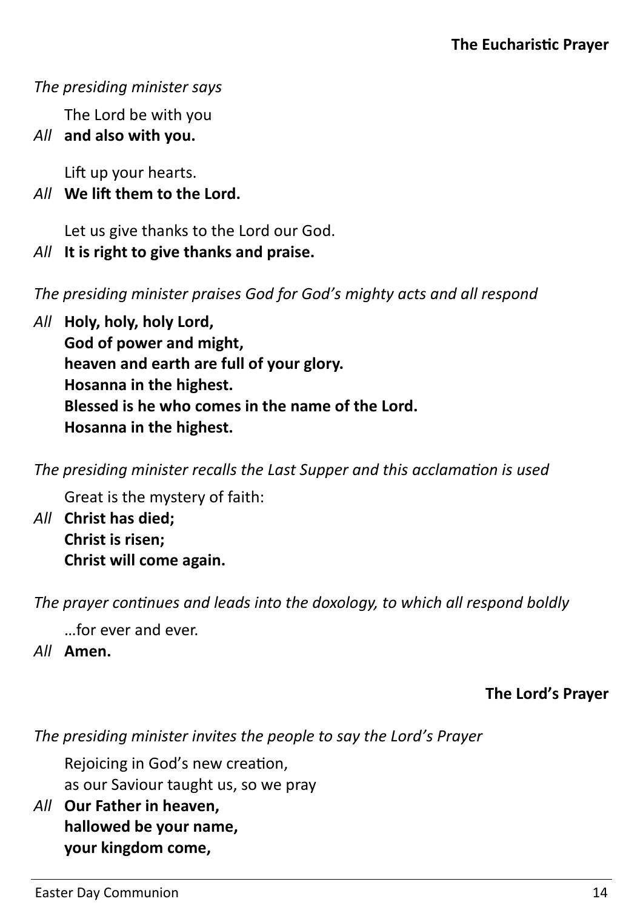## The Eucharistic Prayer

*The presiding minister says*

The Lord be with you

*All* **and also with you.**

Lift up your hearts.

*All* **We lift them to the Lord.**

Let us give thanks to the Lord our God.

*All* **It is right to give thanks and praise.**

*The presiding minister praises God for God's mighty acts and all respond*

*All* **Holy, holy, holy Lord,**
**God of power and might,**
**heaven and earth are full of your glory.**
**Hosanna in the highest.**
**Blessed is he who comes in the name of the Lord.**
**Hosanna in the highest.**

*The presiding minister recalls the Last Supper and this acclamation is used*

Great is the mystery of faith:

*All* **Christ has died;**
**Christ is risen;**
**Christ will come again.**

*The prayer continues and leads into the doxology, to which all respond boldly*

…for ever and ever.

*All* **Amen.**

## The Lord's Prayer

*The presiding minister invites the people to say the Lord's Prayer*

Rejoicing in God's new creation,
as our Saviour taught us, so we pray

*All* **Our Father in heaven,**
**hallowed be your name,**
**your kingdom come,**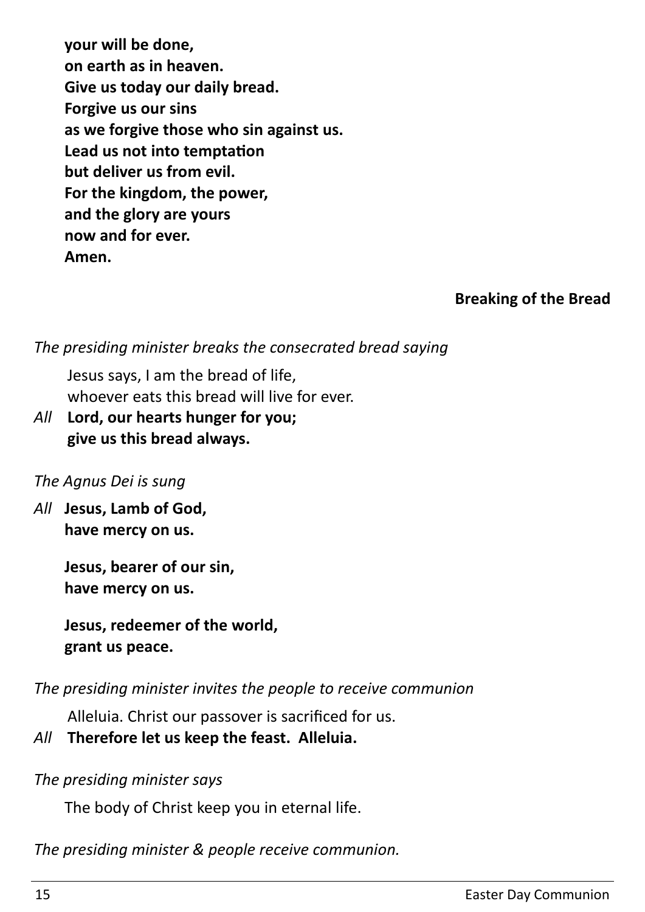**your will be done,**
**on earth as in heaven.**
**Give us today our daily bread.**
**Forgive us our sins**
**as we forgive those who sin against us.**
**Lead us not into temptation**
**but deliver us from evil.**
**For the kingdom, the power,**
**and the glory are yours**
**now and for ever.**
**Amen.**

### Breaking of the Bread

*The presiding minister breaks the consecrated bread saying*

Jesus says, I am the bread of life,
whoever eats this bread will live for ever.

*All* **Lord, our hearts hunger for you;**
**give us this bread always.**

*The Agnus Dei is sung*

*All* **Jesus, Lamb of God,**
**have mercy on us.**

**Jesus, bearer of our sin,**
**have mercy on us.**

**Jesus, redeemer of the world,**
**grant us peace.**

*The presiding minister invites the people to receive communion*

Alleluia. Christ our passover is sacrificed for us.

*All* **Therefore let us keep the feast. Alleluia.**

*The presiding minister says*

The body of Christ keep you in eternal life.

*The presiding minister & people receive communion.*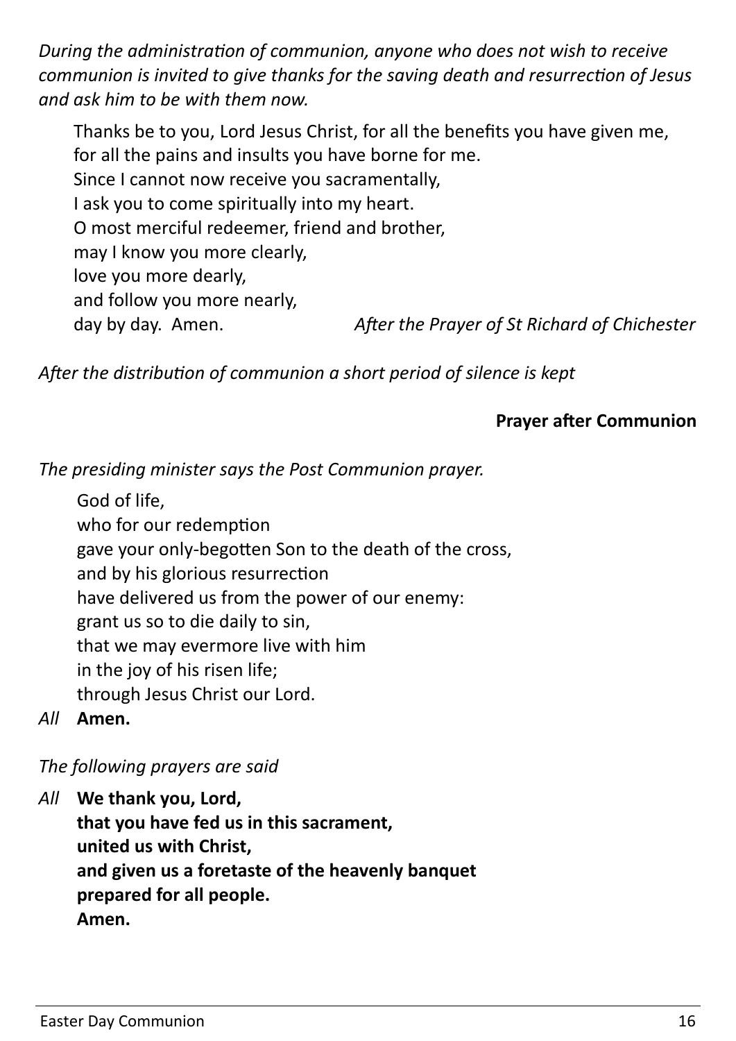*During the administration of communion, anyone who does not wish to receive communion is invited to give thanks for the saving death and resurrection of Jesus and ask him to be with them now.*

Thanks be to you, Lord Jesus Christ, for all the benefits you have given me,
for all the pains and insults you have borne for me.
Since I cannot now receive you sacramentally,
I ask you to come spiritually into my heart.
O most merciful redeemer, friend and brother,
may I know you more clearly,
love you more dearly,
and follow you more nearly,
day by day. Amen. *After the Prayer of St Richard of Chichester*

*After the distribution of communion a short period of silence is kept*

**Prayer after Communion**

*The presiding minister says the Post Communion prayer.*

God of life,
who for our redemption
gave your only-begotten Son to the death of the cross,
and by his glorious resurrection
have delivered us from the power of our enemy:
grant us so to die daily to sin,
that we may evermore live with him
in the joy of his risen life;
through Jesus Christ our Lord.

*All* **Amen.**

*The following prayers are said*

*All* **We thank you, Lord,**
**that you have fed us in this sacrament,**
**united us with Christ,**
**and given us a foretaste of the heavenly banquet**
**prepared for all people.**
**Amen.**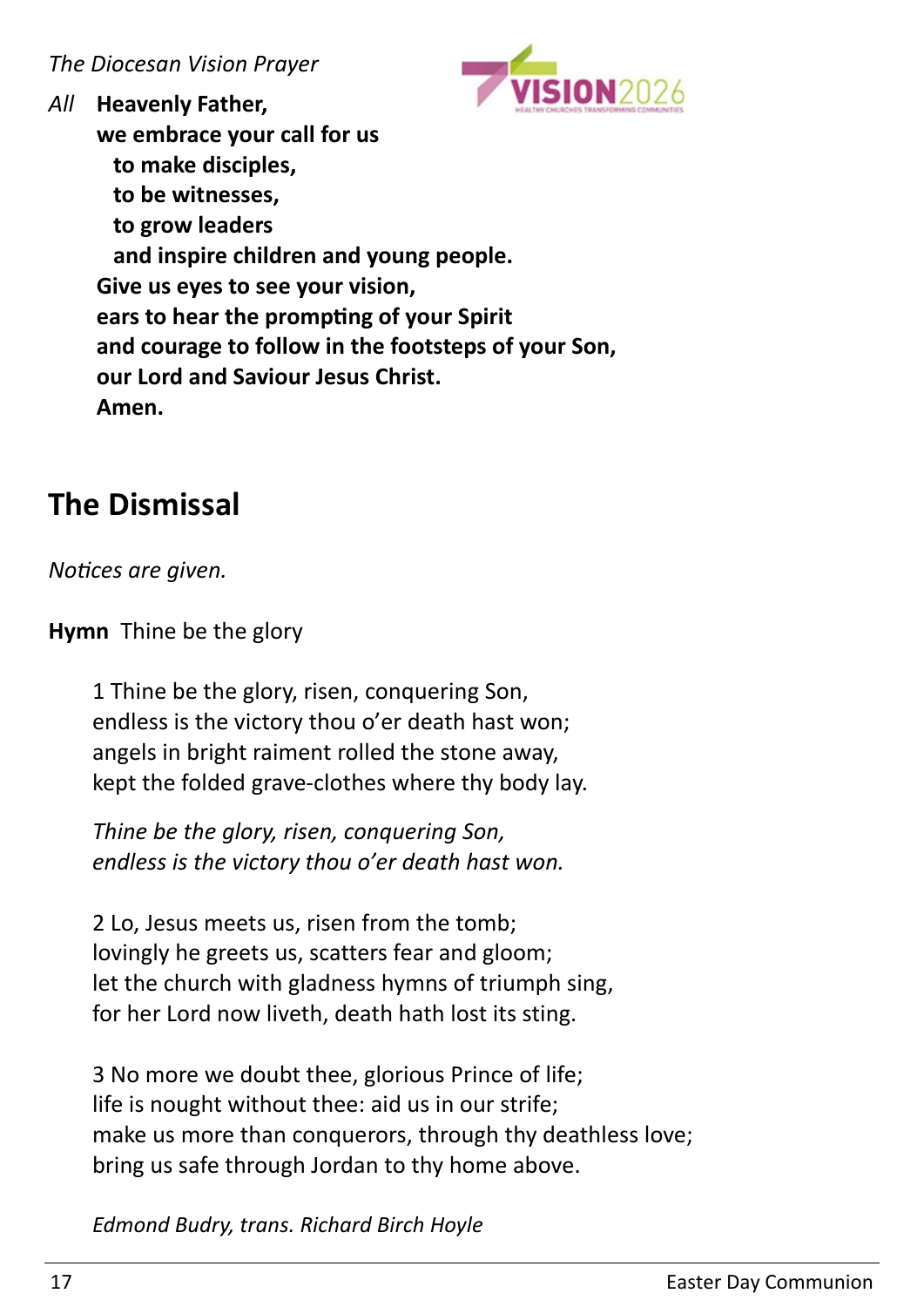*The Diocesan Vision Prayer*

*All* **Heavenly Father,**
**we embrace your call for us**
**to make disciples,**
**to be witnesses,**
**to grow leaders**
**and inspire children and young people.**
**Give us eyes to see your vision,**
**ears to hear the prompting of your Spirit**
**and courage to follow in the footsteps of your Son,**
**our Lord and Saviour Jesus Christ.**
**Amen.**

## The Dismissal

*Notices are given.*

**Hymn** Thine be the glory

1 Thine be the glory, risen, conquering Son,
endless is the victory thou o'er death hast won;
angels in bright raiment rolled the stone away,
kept the folded grave-clothes where thy body lay.

*Thine be the glory, risen, conquering Son,*
*endless is the victory thou o'er death hast won.*

2 Lo, Jesus meets us, risen from the tomb;
lovingly he greets us, scatters fear and gloom;
let the church with gladness hymns of triumph sing,
for her Lord now liveth, death hath lost its sting.

3 No more we doubt thee, glorious Prince of life;
life is nought without thee: aid us in our strife;
make us more than conquerors, through thy deathless love;
bring us safe through Jordan to thy home above.

*Edmond Budry, trans. Richard Birch Hoyle*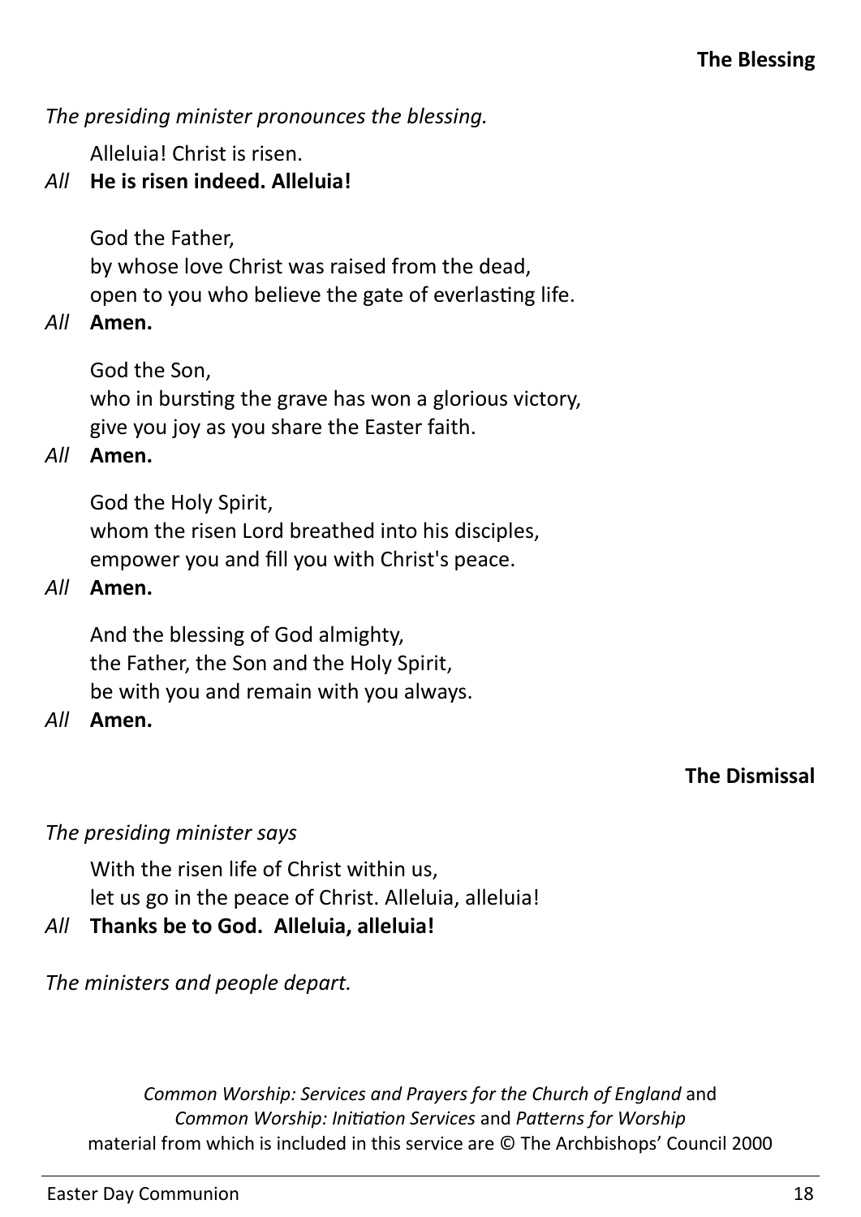### The Blessing

*The presiding minister pronounces the blessing.*

Alleluia! Christ is risen.
*All* **He is risen indeed. Alleluia!**

God the Father,
by whose love Christ was raised from the dead,
open to you who believe the gate of everlasting life.
*All* **Amen.**

God the Son,
who in bursting the grave has won a glorious victory,
give you joy as you share the Easter faith.
*All* **Amen.**

God the Holy Spirit,
whom the risen Lord breathed into his disciples,
empower you and fill you with Christ's peace.
*All* **Amen.**

And the blessing of God almighty,
the Father, the Son and the Holy Spirit,
be with you and remain with you always.
*All* **Amen.**

### The Dismissal

*The presiding minister says*

With the risen life of Christ within us,
let us go in the peace of Christ. Alleluia, alleluia!
*All* **Thanks be to God. Alleluia, alleluia!**

*The ministers and people depart.*

*Common Worship: Services and Prayers for the Church of England* and *Common Worship: Initiation Services* and *Patterns for Worship* material from which is included in this service are © The Archbishops' Council 2000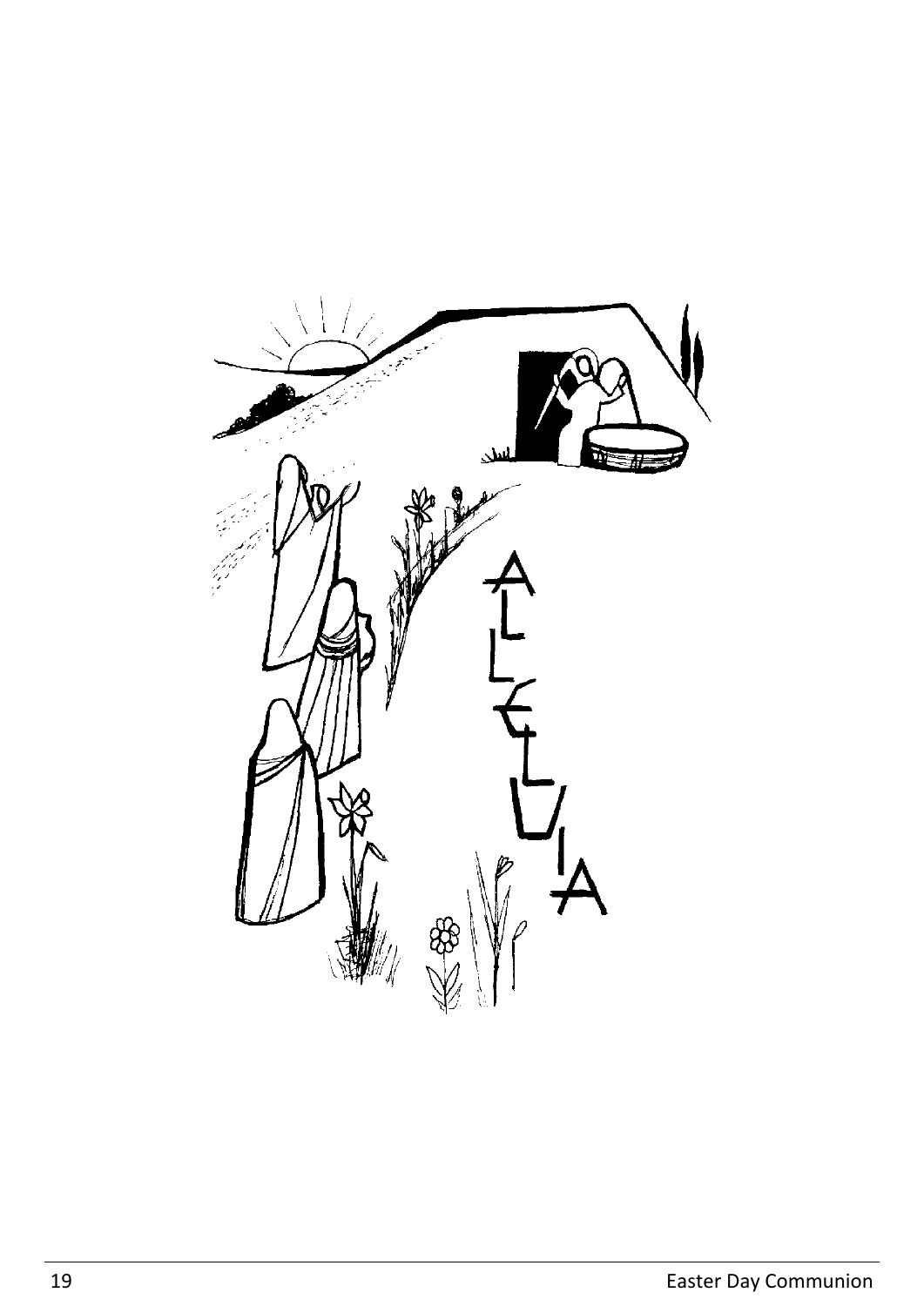ALLELUIA